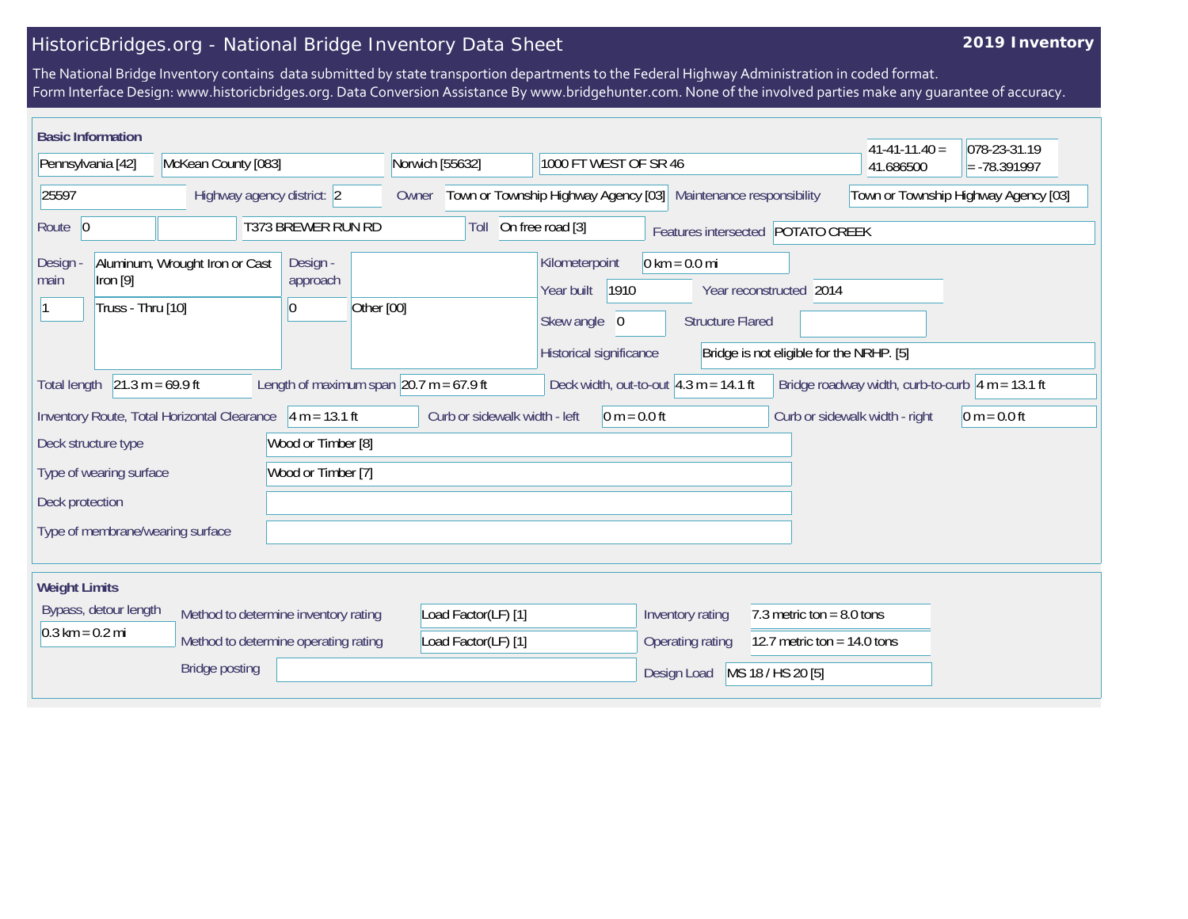# HistoricBridges.org - National Bridge Inventory Data Sheet

**2019 Inventory**

The National Bridge Inventory contains data submitted by state transportion departments to the Federal Highway Administration in coded format.
Form Interface Design: www.historicbridges.org. Data Conversion Assistance By www.bridgehunter.com. None of the involved parties make any guarantee of accuracy.

## Basic Information

| | |
|---|---|
| State | Pennsylvania [42] |
| County | McKean County [083] |
| Place | Norwich [55632] |
| Location | 1000 FT WEST OF SR 46 |
| Latitude | 41-41-11.40 = 41.686500 |
| Longitude | 078-23-31.19 = -78.391997 |
| Structure Number | 25597 |
| Highway agency district | 2 |
| Owner | Town or Township Highway Agency [03] |
| Maintenance responsibility | Town or Township Highway Agency [03] |
| Route | 0 |
| Facility Carried | T373 BREWER RUN RD |
| Toll | On free road [3] |
| Features intersected | POTATO CREEK |
| Design - main | Aluminum, Wrought Iron or Cast Iron [9] |
| Main spans | 1 |
| Main design type | Truss - Thru [10] |
| Design - approach | |
| Approach spans | 0 |
| Approach design type | Other [00] |
| Kilometerpoint | 0 km = 0.0 mi |
| Year built | 1910 |
| Year reconstructed | 2014 |
| Skew angle | 0 |
| Structure Flared | |
| Historical significance | Bridge is not eligible for the NRHP. [5] |
| Total length | 21.3 m = 69.9 ft |
| Length of maximum span | 20.7 m = 67.9 ft |
| Deck width, out-to-out | 4.3 m = 14.1 ft |
| Bridge roadway width, curb-to-curb | 4 m = 13.1 ft |
| Inventory Route, Total Horizontal Clearance | 4 m = 13.1 ft |
| Curb or sidewalk width - left | 0 m = 0.0 ft |
| Curb or sidewalk width - right | 0 m = 0.0 ft |
| Deck structure type | Wood or Timber [8] |
| Type of wearing surface | Wood or Timber [7] |
| Deck protection | |
| Type of membrane/wearing surface | |

## Weight Limits

| | |
|---|---|
| Bypass, detour length | 0.3 km = 0.2 mi |
| Method to determine inventory rating | Load Factor(LF) [1] |
| Method to determine operating rating | Load Factor(LF) [1] |
| Bridge posting | |
| Inventory rating | 7.3 metric ton = 8.0 tons |
| Operating rating | 12.7 metric ton = 14.0 tons |
| Design Load | MS 18 / HS 20 [5] |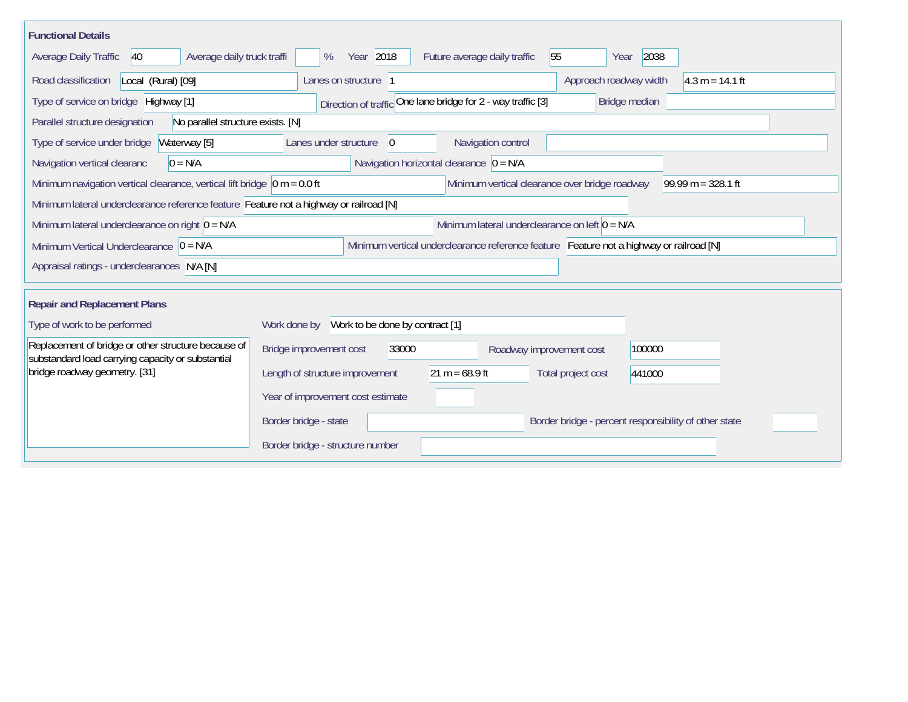## Functional Details

| Field | Value |
|---|---|
| Average Daily Traffic | 40 |
| Average daily truck traffi | % |
| Year | 2018 |
| Future average daily traffic | 55 |
| Year | 2038 |
| Road classification | Local (Rural) [09] |
| Lanes on structure | 1 |
| Approach roadway width | 4.3 m = 14.1 ft |
| Type of service on bridge | Highway [1] |
| Direction of traffic | One lane bridge for 2 - way traffic [3] |
| Bridge median | |
| Parallel structure designation | No parallel structure exists. [N] |
| Type of service under bridge | Waterway [5] |
| Lanes under structure | 0 |
| Navigation control | |
| Navigation vertical clearanc | 0 = N/A |
| Navigation horizontal clearance | 0 = N/A |
| Minimum navigation vertical clearance, vertical lift bridge | 0 m = 0.0 ft |
| Minimum vertical clearance over bridge roadway | 99.99 m = 328.1 ft |
| Minimum lateral underclearance reference feature | Feature not a highway or railroad [N] |
| Minimum lateral underclearance on right | 0 = N/A |
| Minimum lateral underclearance on left | 0 = N/A |
| Minimum Vertical Underclearance | 0 = N/A |
| Minimum vertical underclearance reference feature | Feature not a highway or railroad [N] |
| Appraisal ratings - underclearances | N/A [N] |

## Repair and Replacement Plans

| Field | Value |
|---|---|
| Type of work to be performed | Replacement of bridge or other structure because of substandard load carrying capacity or substantial bridge roadway geometry. [31] |
| Work done by | Work to be done by contract [1] |
| Bridge improvement cost | 33000 |
| Roadway improvement cost | 100000 |
| Length of structure improvement | 21 m = 68.9 ft |
| Total project cost | 441000 |
| Year of improvement cost estimate | |
| Border bridge - state | |
| Border bridge - percent responsibility of other state | |
| Border bridge - structure number | |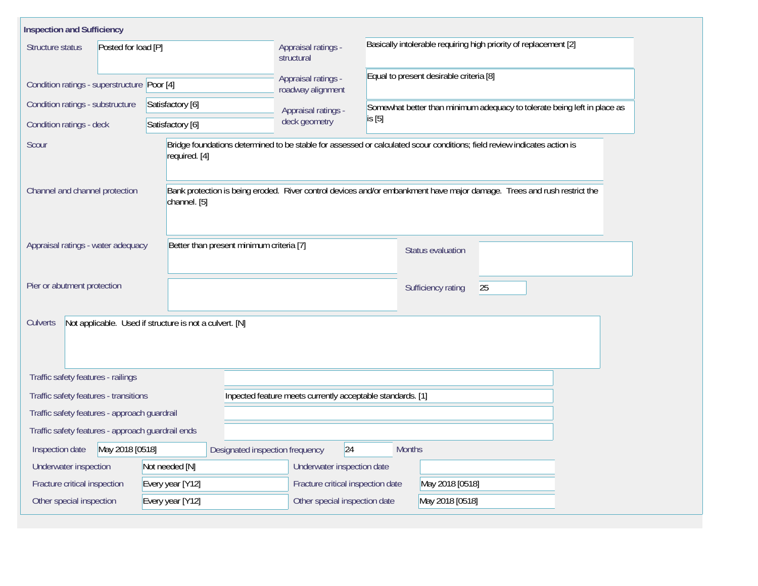## Inspection and Sufficiency

| Field | Value |
|---|---|
| Structure status | Posted for load [P] |
| Condition ratings - superstructure | Poor [4] |
| Condition ratings - substructure | Satisfactory [6] |
| Condition ratings - deck | Satisfactory [6] |
| Appraisal ratings - structural | Basically intolerable requiring high priority of replacement [2] |
| Appraisal ratings - roadway alignment | Equal to present desirable criteria [8] |
| Appraisal ratings - deck geometry | Somewhat better than minimum adequacy to tolerate being left in place as is [5] |
| Scour | Bridge foundations determined to be stable for assessed or calculated scour conditions; field review indicates action is required. [4] |
| Channel and channel protection | Bank protection is being eroded.  River control devices and/or embankment have major damage.  Trees and rush restrict the channel. [5] |
| Appraisal ratings - water adequacy | Better than present minimum criteria [7] |
| Status evaluation | |
| Pier or abutment protection | |
| Sufficiency rating | 25 |
| Culverts | Not applicable.  Used if structure is not a culvert. [N] |
| Traffic safety features - railings | |
| Traffic safety features - transitions | Inpected feature meets currently acceptable standards. [1] |
| Traffic safety features - approach guardrail | |
| Traffic safety features - approach guardrail ends | |
| Inspection date | May 2018 [0518] |
| Designated inspection frequency | 24 Months |
| Underwater inspection | Not needed [N] |
| Underwater inspection date | |
| Fracture critical inspection | Every year [Y12] |
| Fracture critical inspection date | May 2018 [0518] |
| Other special inspection | Every year [Y12] |
| Other special inspection date | May 2018 [0518] |